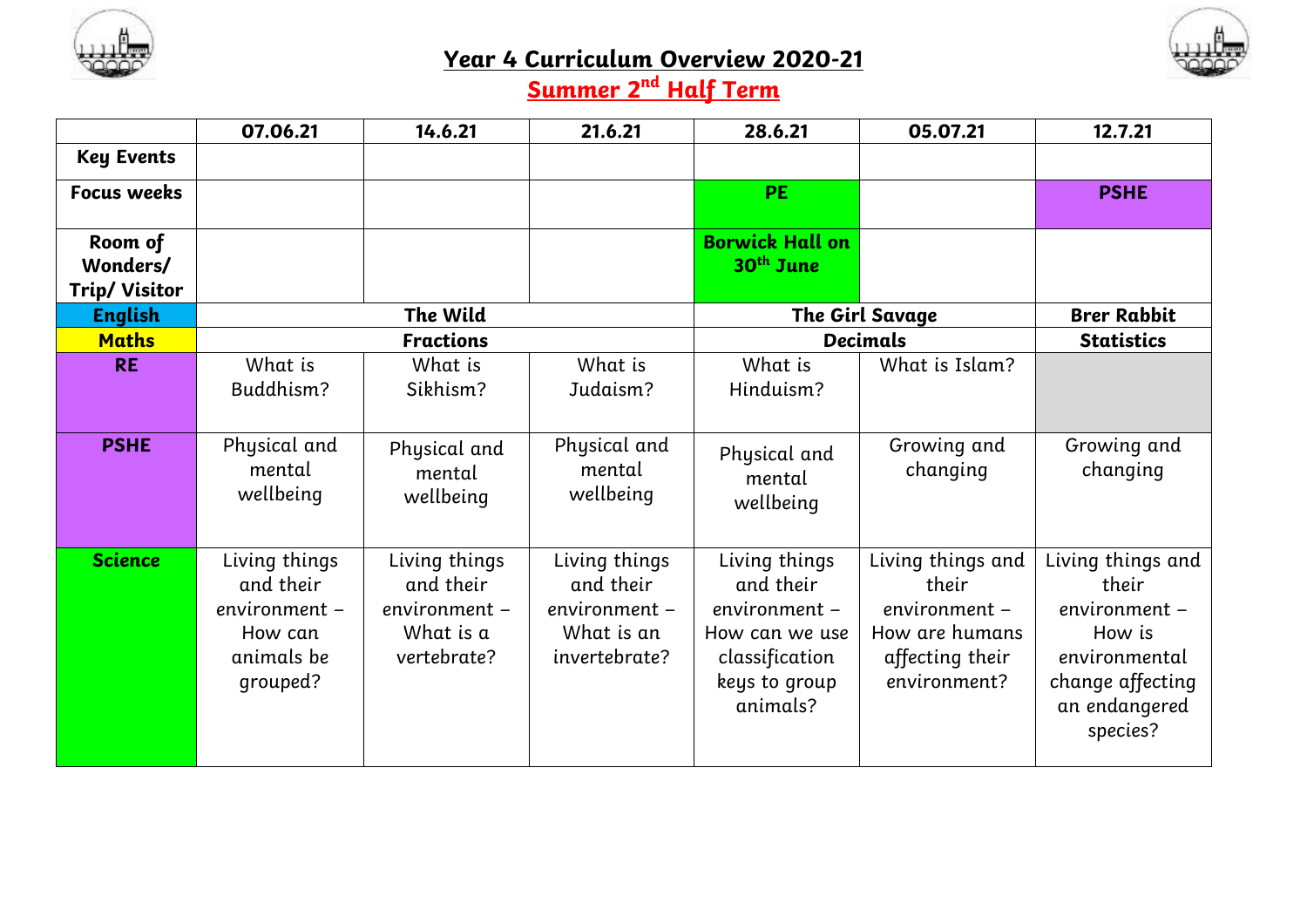# Year 4 Curriculum Overview 2020-21

## Summer 2nd Half Term

| | 07.06.21 | 14.6.21 | 21.6.21 | 28.6.21 | 05.07.21 | 12.7.21 |
|---|---|---|---|---|---|---|
| **Key Events** | | | | | | |
| **Focus weeks** | | | | **PE** | | **PSHE** |
| **Room of Wonders/ Trip/ Visitor** | | | | **Borwick Hall on 30th June** | | |
| **English** | **The Wild** | | | **The Girl Savage** | | **Brer Rabbit** |
| **Maths** | **Fractions** | | | **Decimals** | | **Statistics** |
| **RE** | What is Buddhism? | What is Sikhism? | What is Judaism? | What is Hinduism? | What is Islam? | |
| **PSHE** | Physical and mental wellbeing | Physical and mental wellbeing | Physical and mental wellbeing | Physical and mental wellbeing | Growing and changing | Growing and changing |
| **Science** | Living things and their environment – How can animals be grouped? | Living things and their environment – What is a vertebrate? | Living things and their environment – What is an invertebrate? | Living things and their environment – How can we use classification keys to group animals? | Living things and their environment – How are humans affecting their environment? | Living things and their environment – How is environmental change affecting an endangered species? |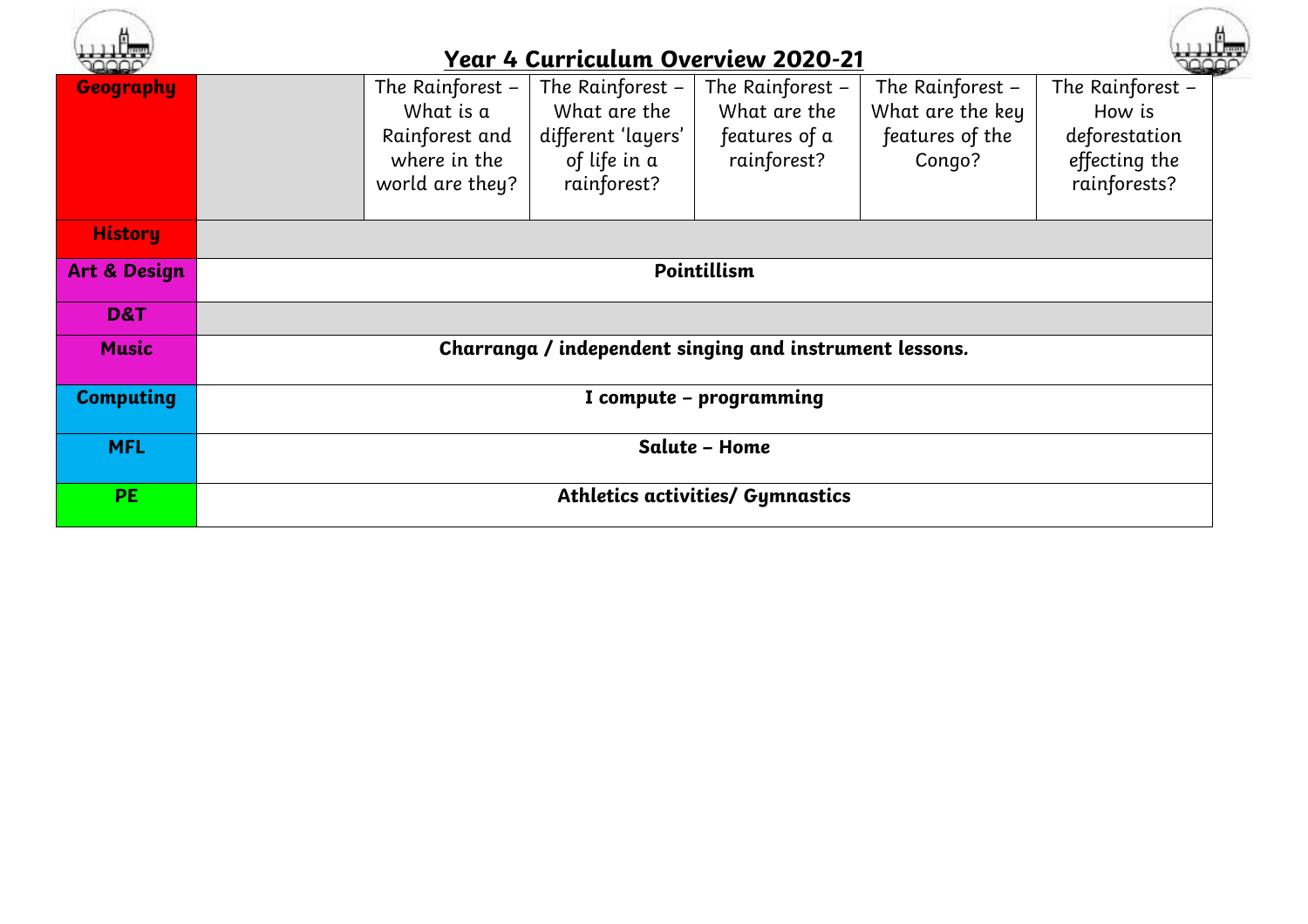## Year 4 Curriculum Overview 2020-21

| | | | | | | |
|---|---|---|---|---|---|---|
| **Geography** | | The Rainforest – What is a Rainforest and where in the world are they? | The Rainforest – What are the different 'layers' of life in a rainforest? | The Rainforest – What are the features of a rainforest? | The Rainforest – What are the key features of the Congo? | The Rainforest – How is deforestation effecting the rainforests? |
| **History** | | | | | | |
| **Art & Design** | **Pointillism** | | | | | |
| **D&T** | | | | | | |
| **Music** | **Charranga / independent singing and instrument lessons.** | | | | | |
| **Computing** | **I compute – programming** | | | | | |
| **MFL** | **Salute – Home** | | | | | |
| **PE** | **Athletics activities/ Gymnastics** | | | | | |